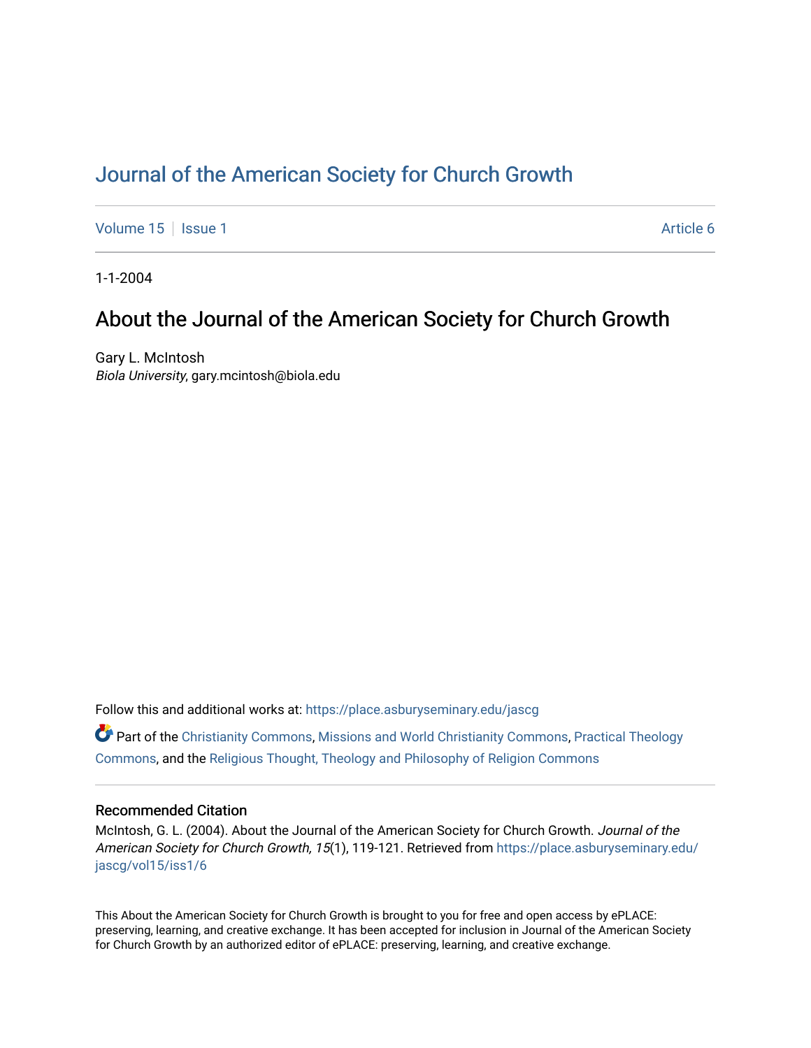# Journal of the American Society for Church Growth

Volume 15 | Issue 1 | Article 6

1-1-2004

## About the Journal of the American Society for Church Growth

Gary L. McIntosh
*Biola University*, gary.mcintosh@biola.edu

Follow this and additional works at: https://place.asburyseminary.edu/jascg

Part of the Christianity Commons, Missions and World Christianity Commons, Practical Theology Commons, and the Religious Thought, Theology and Philosophy of Religion Commons

### Recommended Citation

McIntosh, G. L. (2004). About the Journal of the American Society for Church Growth. *Journal of the American Society for Church Growth, 15*(1), 119-121. Retrieved from https://place.asburyseminary.edu/jascg/vol15/iss1/6

This About the American Society for Church Growth is brought to you for free and open access by ePLACE: preserving, learning, and creative exchange. It has been accepted for inclusion in Journal of the American Society for Church Growth by an authorized editor of ePLACE: preserving, learning, and creative exchange.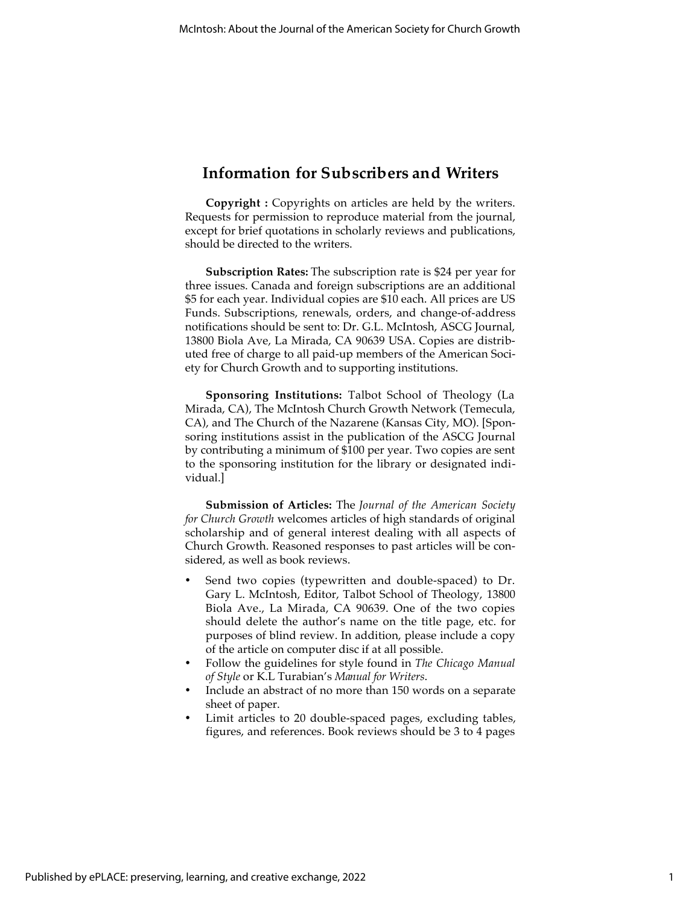## Information for Subscribers and Writers

**Copyright :** Copyrights on articles are held by the writers. Requests for permission to reproduce material from the journal, except for brief quotations in scholarly reviews and publications, should be directed to the writers.

**Subscription Rates:** The subscription rate is $24 per year for three issues. Canada and foreign subscriptions are an additional $5 for each year. Individual copies are $10 each. All prices are US Funds. Subscriptions, renewals, orders, and change-of-address notifications should be sent to: Dr. G.L. McIntosh, ASCG Journal, 13800 Biola Ave, La Mirada, CA 90639 USA. Copies are distributed free of charge to all paid-up members of the American Society for Church Growth and to supporting institutions.

**Sponsoring Institutions:** Talbot School of Theology (La Mirada, CA), The McIntosh Church Growth Network (Temecula, CA), and The Church of the Nazarene (Kansas City, MO). [Sponsoring institutions assist in the publication of the ASCG Journal by contributing a minimum of $100 per year. Two copies are sent to the sponsoring institution for the library or designated individual.]

**Submission of Articles:** The *Journal of the American Society for Church Growth* welcomes articles of high standards of original scholarship and of general interest dealing with all aspects of Church Growth. Reasoned responses to past articles will be considered, as well as book reviews.

- Send two copies (typewritten and double-spaced) to Dr. Gary L. McIntosh, Editor, Talbot School of Theology, 13800 Biola Ave., La Mirada, CA 90639. One of the two copies should delete the author's name on the title page, etc. for purposes of blind review. In addition, please include a copy of the article on computer disc if at all possible.
- Follow the guidelines for style found in *The Chicago Manual of Style* or K.L Turabian's *Manual for Writers*.
- Include an abstract of no more than 150 words on a separate sheet of paper.
- Limit articles to 20 double-spaced pages, excluding tables, figures, and references. Book reviews should be 3 to 4 pages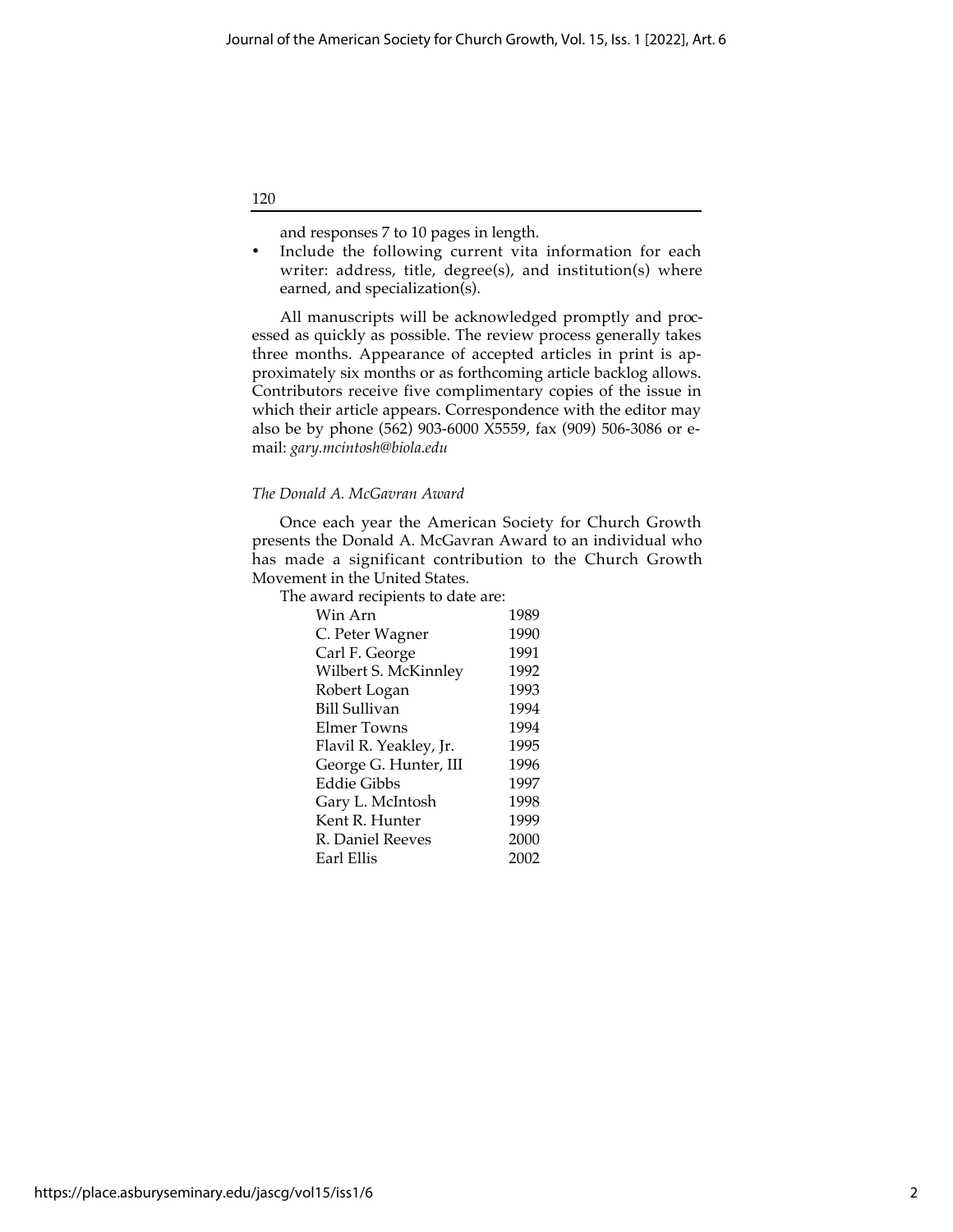and responses 7 to 10 pages in length.

- Include the following current vita information for each writer: address, title, degree(s), and institution(s) where earned, and specialization(s).

All manuscripts will be acknowledged promptly and processed as quickly as possible. The review process generally takes three months. Appearance of accepted articles in print is approximately six months or as forthcoming article backlog allows. Contributors receive five complimentary copies of the issue in which their article appears. Correspondence with the editor may also be by phone (562) 903-6000 X5559, fax (909) 506-3086 or e-mail: *gary.mcintosh@biola.edu*

*The Donald A. McGavran Award*

Once each year the American Society for Church Growth presents the Donald A. McGavran Award to an individual who has made a significant contribution to the Church Growth Movement in the United States.

The award recipients to date are:

| | |
|---|---|
| Win Arn | 1989 |
| C. Peter Wagner | 1990 |
| Carl F. George | 1991 |
| Wilbert S. McKinnley | 1992 |
| Robert Logan | 1993 |
| Bill Sullivan | 1994 |
| Elmer Towns | 1994 |
| Flavil R. Yeakley, Jr. | 1995 |
| George G. Hunter, III | 1996 |
| Eddie Gibbs | 1997 |
| Gary L. McIntosh | 1998 |
| Kent R. Hunter | 1999 |
| R. Daniel Reeves | 2000 |
| Earl Ellis | 2002 |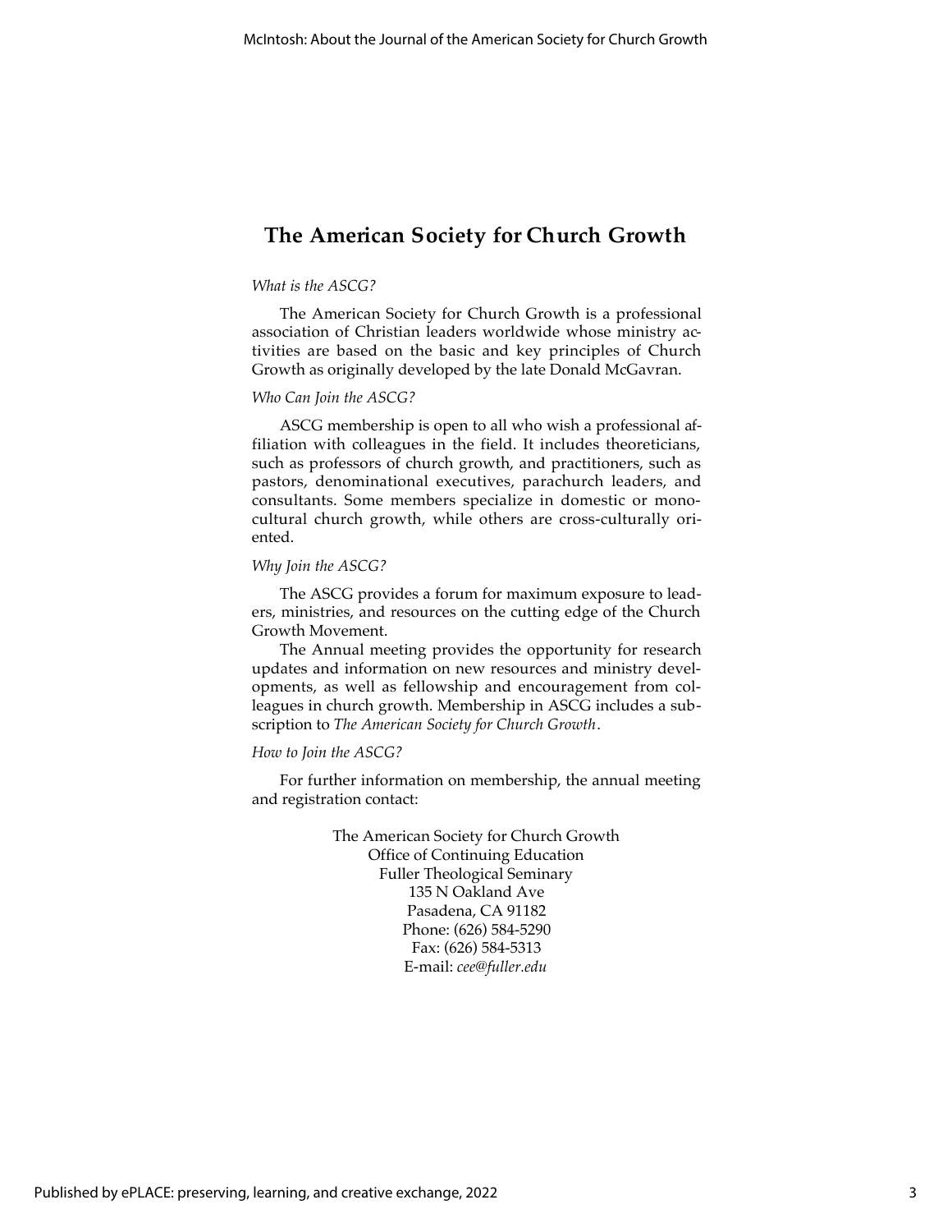## The American Society for Church Growth

*What is the ASCG?*

The American Society for Church Growth is a professional association of Christian leaders worldwide whose ministry activities are based on the basic and key principles of Church Growth as originally developed by the late Donald McGavran.

*Who Can Join the ASCG?*

ASCG membership is open to all who wish a professional affiliation with colleagues in the field. It includes theoreticians, such as professors of church growth, and practitioners, such as pastors, denominational executives, parachurch leaders, and consultants. Some members specialize in domestic or monocultural church growth, while others are cross-culturally oriented.

*Why Join the ASCG?*

The ASCG provides a forum for maximum exposure to leaders, ministries, and resources on the cutting edge of the Church Growth Movement.

The Annual meeting provides the opportunity for research updates and information on new resources and ministry developments, as well as fellowship and encouragement from colleagues in church growth. Membership in ASCG includes a subscription to *The American Society for Church Growth*.

*How to Join the ASCG?*

For further information on membership, the annual meeting and registration contact:

The American Society for Church Growth
Office of Continuing Education
Fuller Theological Seminary
135 N Oakland Ave
Pasadena, CA 91182
Phone: (626) 584-5290
Fax: (626) 584-5313
E-mail: *cee@fuller.edu*